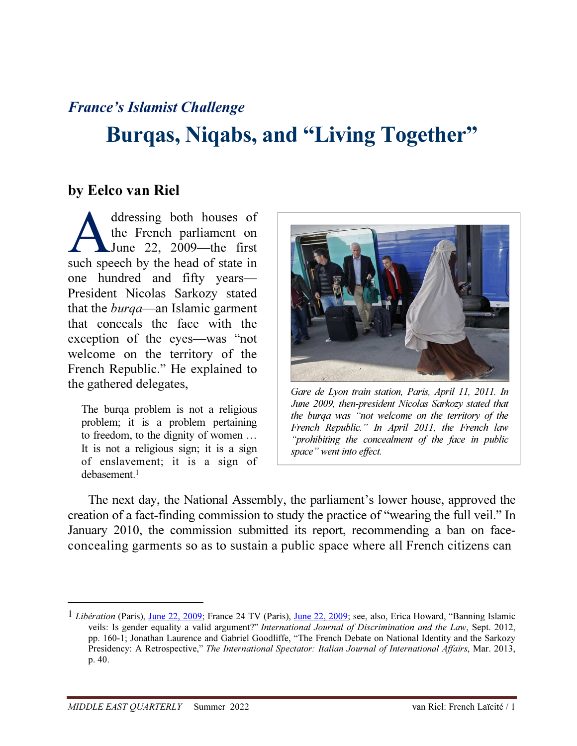*France's Islamist Challenge*

# Burqas, Niqabs, and "Living Together"

## by Eelco van Riel

Addressing both houses of the French parliament on June 22, 2009—the first such speech by the head of state in one hundred and fifty years—President Nicolas Sarkozy stated that the *burqa*—an Islamic garment that conceals the face with the exception of the eyes—was "not welcome on the territory of the French Republic." He explained to the gathered delegates,

> The burqa problem is not a religious problem; it is a problem pertaining to freedom, to the dignity of women … It is not a religious sign; it is a sign of enslavement; it is a sign of debasement.[1]

*Gare de Lyon train station, Paris, April 11, 2011. In June 2009, then-president Nicolas Sarkozy stated that the burqa was "not welcome on the territory of the French Republic." In April 2011, the French law "prohibiting the concealment of the face in public space" went into effect.*

The next day, the National Assembly, the parliament's lower house, approved the creation of a fact-finding commission to study the practice of "wearing the full veil." In January 2010, the commission submitted its report, recommending a ban on face-concealing garments so as to sustain a public space where all French citizens can

---

[1] *Libération* (Paris), June 22, 2009; France 24 TV (Paris), June 22, 2009; see, also, Erica Howard, "Banning Islamic veils: Is gender equality a valid argument?" *International Journal of Discrimination and the Law*, Sept. 2012, pp. 160-1; Jonathan Laurence and Gabriel Goodliffe, "The French Debate on National Identity and the Sarkozy Presidency: A Retrospective," *The International Spectator: Italian Journal of International Affairs*, Mar. 2013, p. 40.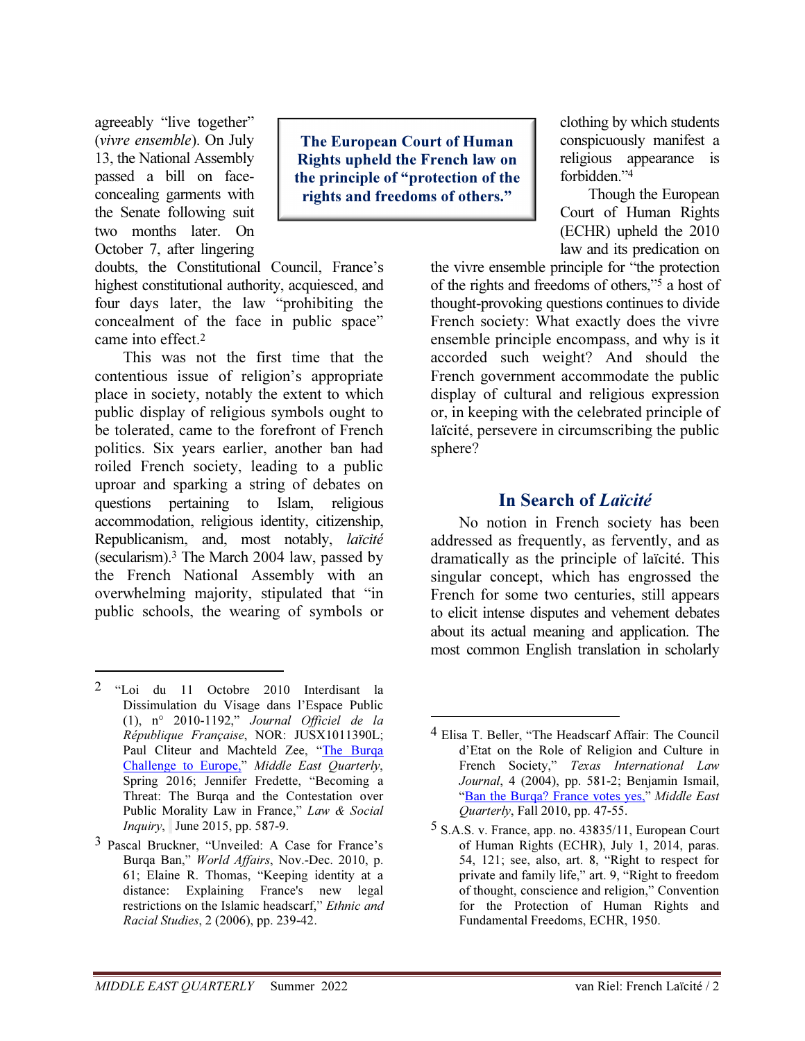agreeably "live together" (*vivre ensemble*). On July 13, the National Assembly passed a bill on face-concealing garments with the Senate following suit two months later. On October 7, after lingering doubts, the Constitutional Council, France's highest constitutional authority, acquiesced, and four days later, the law "prohibiting the concealment of the face in public space" came into effect.[2]

**The European Court of Human Rights upheld the French law on the principle of "protection of the rights and freedoms of others."**

This was not the first time that the contentious issue of religion's appropriate place in society, notably the extent to which public display of religious symbols ought to be tolerated, came to the forefront of French politics. Six years earlier, another ban had roiled French society, leading to a public uproar and sparking a string of debates on questions pertaining to Islam, religious accommodation, religious identity, citizenship, Republicanism, and, most notably, *laïcité* (secularism).[3] The March 2004 law, passed by the French National Assembly with an overwhelming majority, stipulated that "in public schools, the wearing of symbols or clothing by which students conspicuously manifest a religious appearance is forbidden."[4]

Though the European Court of Human Rights (ECHR) upheld the 2010 law and its predication on the vivre ensemble principle for "the protection of the rights and freedoms of others,"[5] a host of thought-provoking questions continues to divide French society: What exactly does the vivre ensemble principle encompass, and why is it accorded such weight? And should the French government accommodate the public display of cultural and religious expression or, in keeping with the celebrated principle of laïcité, persevere in circumscribing the public sphere?

## In Search of *Laïcité*

No notion in French society has been addressed as frequently, as fervently, and as dramatically as the principle of laïcité. This singular concept, which has engrossed the French for some two centuries, still appears to elicit intense disputes and vehement debates about its actual meaning and application. The most common English translation in scholarly

---

[2] "Loi du 11 Octobre 2010 Interdisant la Dissimulation du Visage dans l'Espace Public (1), n° 2010-1192," *Journal Officiel de la République Française*, NOR: JUSX1011390L; Paul Cliteur and Machteld Zee, "[The Burqa Challenge to Europe](https://www.meforum.org/)," *Middle East Quarterly*, Spring 2016; Jennifer Fredette, "Becoming a Threat: The Burqa and the Contestation over Public Morality Law in France," *Law & Social Inquiry*, June 2015, pp. 587-9.

[3] Pascal Bruckner, "Unveiled: A Case for France's Burqa Ban," *World Affairs*, Nov.-Dec. 2010, p. 61; Elaine R. Thomas, "Keeping identity at a distance: Explaining France's new legal restrictions on the Islamic headscarf," *Ethnic and Racial Studies*, 2 (2006), pp. 239-42.

[4] Elisa T. Beller, "The Headscarf Affair: The Council d'Etat on the Role of Religion and Culture in French Society," *Texas International Law Journal*, 4 (2004), pp. 581-2; Benjamin Ismail, "Ban the Burqa? France votes yes," *Middle East Quarterly*, Fall 2010, pp. 47-55.

[5] S.A.S. v. France, app. no. 43835/11, European Court of Human Rights (ECHR), July 1, 2014, paras. 54, 121; see, also, art. 8, "Right to respect for private and family life," art. 9, "Right to freedom of thought, conscience and religion," Convention for the Protection of Human Rights and Fundamental Freedoms, ECHR, 1950.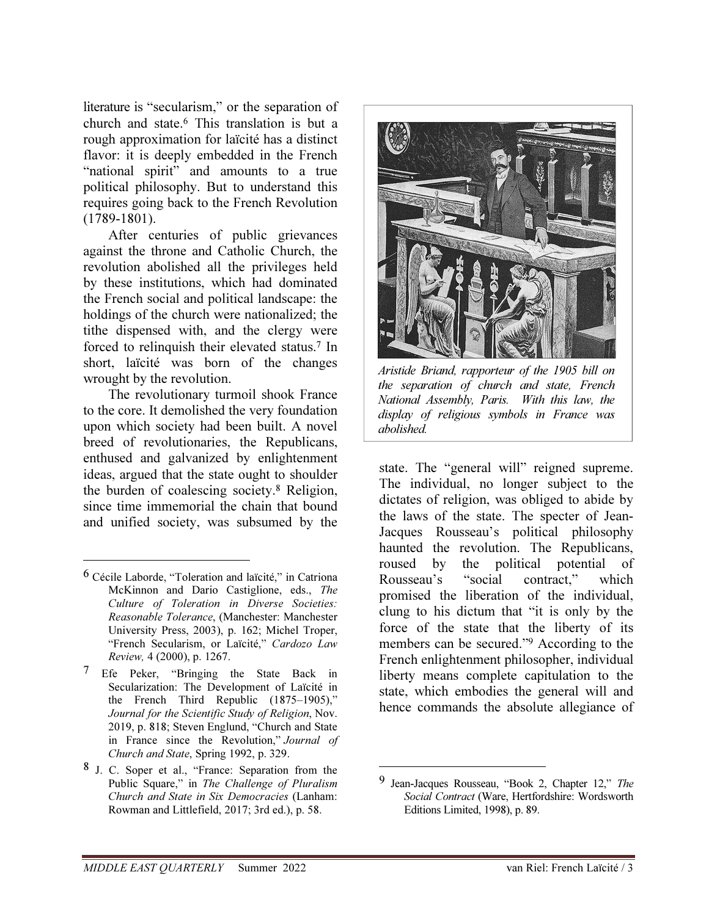literature is "secularism," or the separation of church and state.[6] This translation is but a rough approximation for laïcité has a distinct flavor: it is deeply embedded in the French "national spirit" and amounts to a true political philosophy. But to understand this requires going back to the French Revolution (1789-1801).

After centuries of public grievances against the throne and Catholic Church, the revolution abolished all the privileges held by these institutions, which had dominated the French social and political landscape: the holdings of the church were nationalized; the tithe dispensed with, and the clergy were forced to relinquish their elevated status.[7] In short, laïcité was born of the changes wrought by the revolution.

The revolutionary turmoil shook France to the core. It demolished the very foundation upon which society had been built. A novel breed of revolutionaries, the Republicans, enthused and galvanized by enlightenment ideas, argued that the state ought to shoulder the burden of coalescing society.[8] Religion, since time immemorial the chain that bound and unified society, was subsumed by the state. The "general will" reigned supreme. The individual, no longer subject to the dictates of religion, was obliged to abide by the laws of the state. The specter of Jean-Jacques Rousseau's political philosophy haunted the revolution. The Republicans, roused by the political potential of Rousseau's "social contract," which promised the liberation of the individual, clung to his dictum that "it is only by the force of the state that the liberty of its members can be secured."[9] According to the French enlightenment philosopher, individual liberty means complete capitulation to the state, which embodies the general will and hence commands the absolute allegiance of

*Aristide Briand, rapporteur of the 1905 bill on the separation of church and state, French National Assembly, Paris. With this law, the display of religious symbols in France was abolished.*

---

[6] Cécile Laborde, "Toleration and laïcité," in Catriona McKinnon and Dario Castiglione, eds., *The Culture of Toleration in Diverse Societies: Reasonable Tolerance*, (Manchester: Manchester University Press, 2003), p. 162; Michel Troper, "French Secularism, or Laïcité," *Cardozo Law Review,* 4 (2000), p. 1267.

[7] Efe Peker, "Bringing the State Back in Secularization: The Development of Laïcité in the French Third Republic (1875–1905)," *Journal for the Scientific Study of Religion*, Nov. 2019, p. 818; Steven Englund, "Church and State in France since the Revolution," *Journal of Church and State*, Spring 1992, p. 329.

[8] J. C. Soper et al., "France: Separation from the Public Square," in *The Challenge of Pluralism Church and State in Six Democracies* (Lanham: Rowman and Littlefield, 2017; 3rd ed.), p. 58.

[9] Jean-Jacques Rousseau, "Book 2, Chapter 12," *The Social Contract* (Ware, Hertfordshire: Wordsworth Editions Limited, 1998), p. 89.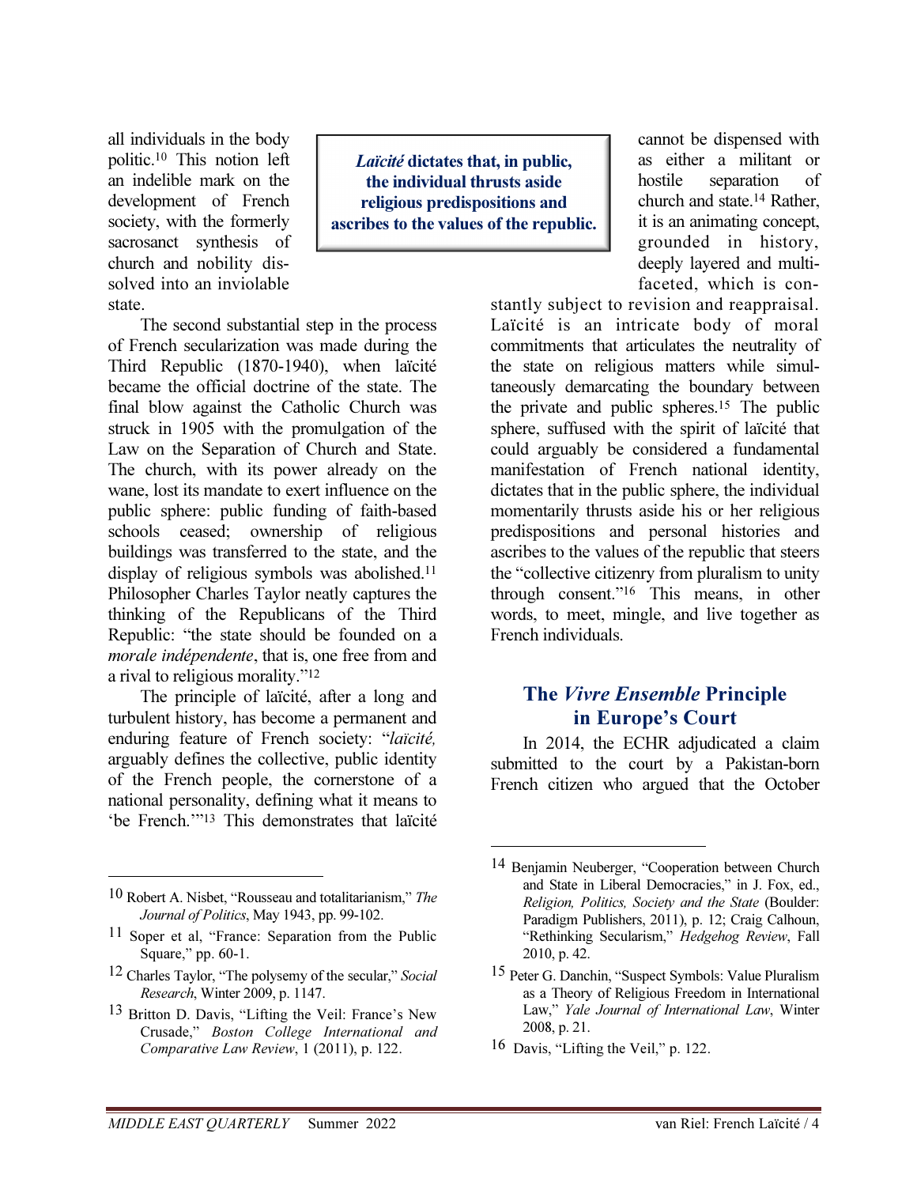all individuals in the body politic.[10] This notion left an indelible mark on the development of French society, with the formerly sacrosanct synthesis of church and nobility dissolved into an inviolable state.

> ***Laïcité* dictates that, in public, the individual thrusts aside religious predispositions and ascribes to the values of the republic.**

The second substantial step in the process of French secularization was made during the Third Republic (1870-1940), when laïcité became the official doctrine of the state. The final blow against the Catholic Church was struck in 1905 with the promulgation of the Law on the Separation of Church and State. The church, with its power already on the wane, lost its mandate to exert influence on the public sphere: public funding of faith-based schools ceased; ownership of religious buildings was transferred to the state, and the display of religious symbols was abolished.[11] Philosopher Charles Taylor neatly captures the thinking of the Republicans of the Third Republic: "the state should be founded on a *morale indépendente*, that is, one free from and a rival to religious morality."[12]

The principle of laïcité, after a long and turbulent history, has become a permanent and enduring feature of French society: "*laïcité,* arguably defines the collective, public identity of the French people, the cornerstone of a national personality, defining what it means to 'be French.'"[13] This demonstrates that laïcité cannot be dispensed with as either a militant or hostile separation of church and state.[14] Rather, it is an animating concept, grounded in history, deeply layered and multi-faceted, which is constantly subject to revision and reappraisal. Laïcité is an intricate body of moral commitments that articulates the neutrality of the state on religious matters while simultaneously demarcating the boundary between the private and public spheres.[15] The public sphere, suffused with the spirit of laïcité that could arguably be considered a fundamental manifestation of French national identity, dictates that in the public sphere, the individual momentarily thrusts aside his or her religious predispositions and personal histories and ascribes to the values of the republic that steers the "collective citizenry from pluralism to unity through consent."[16] This means, in other words, to meet, mingle, and live together as French individuals.

## The *Vivre Ensemble* Principle in Europe's Court

In 2014, the ECHR adjudicated a claim submitted to the court by a Pakistan-born French citizen who argued that the October

---

[10] Robert A. Nisbet, "Rousseau and totalitarianism," *The Journal of Politics*, May 1943, pp. 99-102.

[11] Soper et al, "France: Separation from the Public Square," pp. 60-1.

[12] Charles Taylor, "The polysemy of the secular," *Social Research*, Winter 2009, p. 1147.

[13] Britton D. Davis, "Lifting the Veil: France's New Crusade," *Boston College International and Comparative Law Review*, 1 (2011), p. 122.

[14] Benjamin Neuberger, "Cooperation between Church and State in Liberal Democracies," in J. Fox, ed., *Religion, Politics, Society and the State* (Boulder: Paradigm Publishers, 2011), p. 12; Craig Calhoun, "Rethinking Secularism," *Hedgehog Review*, Fall 2010, p. 42.

[15] Peter G. Danchin, "Suspect Symbols: Value Pluralism as a Theory of Religious Freedom in International Law," *Yale Journal of International Law*, Winter 2008, p. 21.

[16] Davis, "Lifting the Veil," p. 122.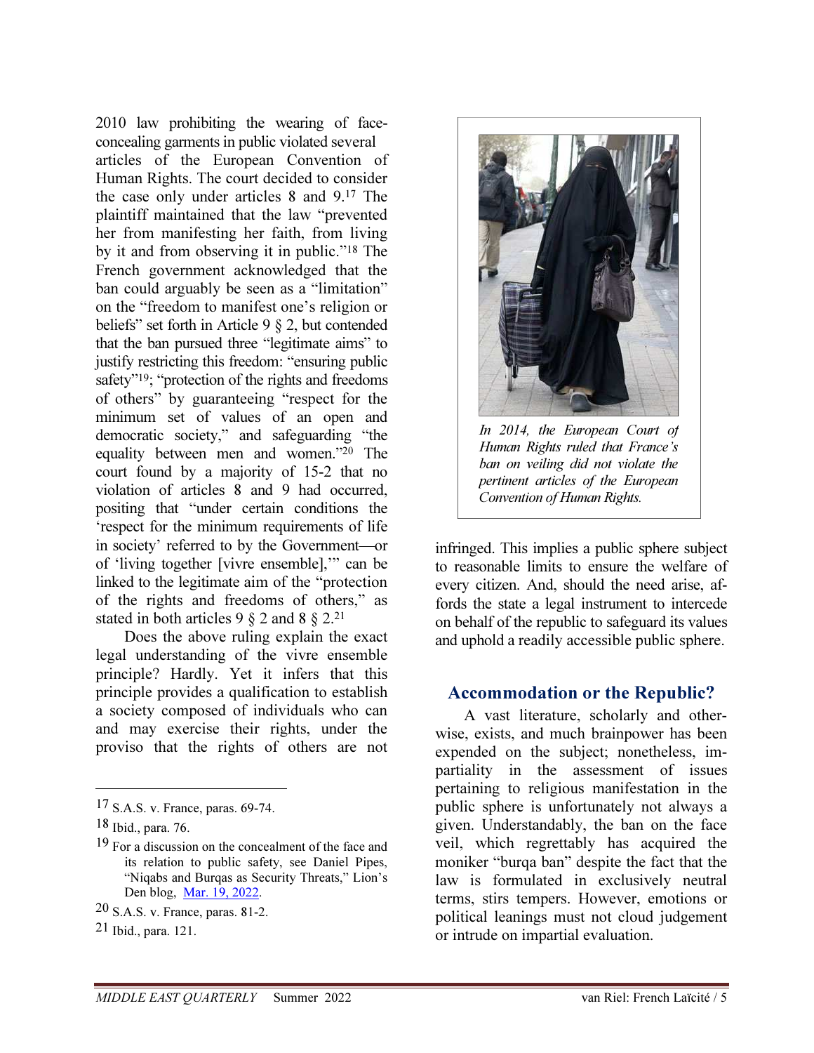2010 law prohibiting the wearing of face-concealing garments in public violated several articles of the European Convention of Human Rights. The court decided to consider the case only under articles 8 and 9.[17] The plaintiff maintained that the law "prevented her from manifesting her faith, from living by it and from observing it in public."[18] The French government acknowledged that the ban could arguably be seen as a "limitation" on the "freedom to manifest one's religion or beliefs" set forth in Article 9 § 2, but contended that the ban pursued three "legitimate aims" to justify restricting this freedom: "ensuring public safety"[19]; "protection of the rights and freedoms of others" by guaranteeing "respect for the minimum set of values of an open and democratic society," and safeguarding "the equality between men and women."[20] The court found by a majority of 15-2 that no violation of articles 8 and 9 had occurred, positing that "under certain conditions the 'respect for the minimum requirements of life in society' referred to by the Government—or of 'living together [vivre ensemble],'" can be linked to the legitimate aim of the "protection of the rights and freedoms of others," as stated in both articles 9 § 2 and 8 § 2.[21]

Does the above ruling explain the exact legal understanding of the vivre ensemble principle? Hardly. Yet it infers that this principle provides a qualification to establish a society composed of individuals who can and may exercise their rights, under the proviso that the rights of others are not infringed. This implies a public sphere subject to reasonable limits to ensure the welfare of every citizen. And, should the need arise, affords the state a legal instrument to intercede on behalf of the republic to safeguard its values and uphold a readily accessible public sphere.

*In 2014, the European Court of Human Rights ruled that France's ban on veiling did not violate the pertinent articles of the European Convention of Human Rights.*

## Accommodation or the Republic?

A vast literature, scholarly and otherwise, exists, and much brainpower has been expended on the subject; nonetheless, impartiality in the assessment of issues pertaining to religious manifestation in the public sphere is unfortunately not always a given. Understandably, the ban on the face veil, which regrettably has acquired the moniker "burqa ban" despite the fact that the law is formulated in exclusively neutral terms, stirs tempers. However, emotions or political leanings must not cloud judgement or intrude on impartial evaluation.

---

[17] S.A.S. v. France, paras. 69-74.

[18] Ibid., para. 76.

[19] For a discussion on the concealment of the face and its relation to public safety, see Daniel Pipes, "Niqabs and Burqas as Security Threats," Lion's Den blog, Mar. 19, 2022.

[20] S.A.S. v. France, paras. 81-2.

[21] Ibid., para. 121.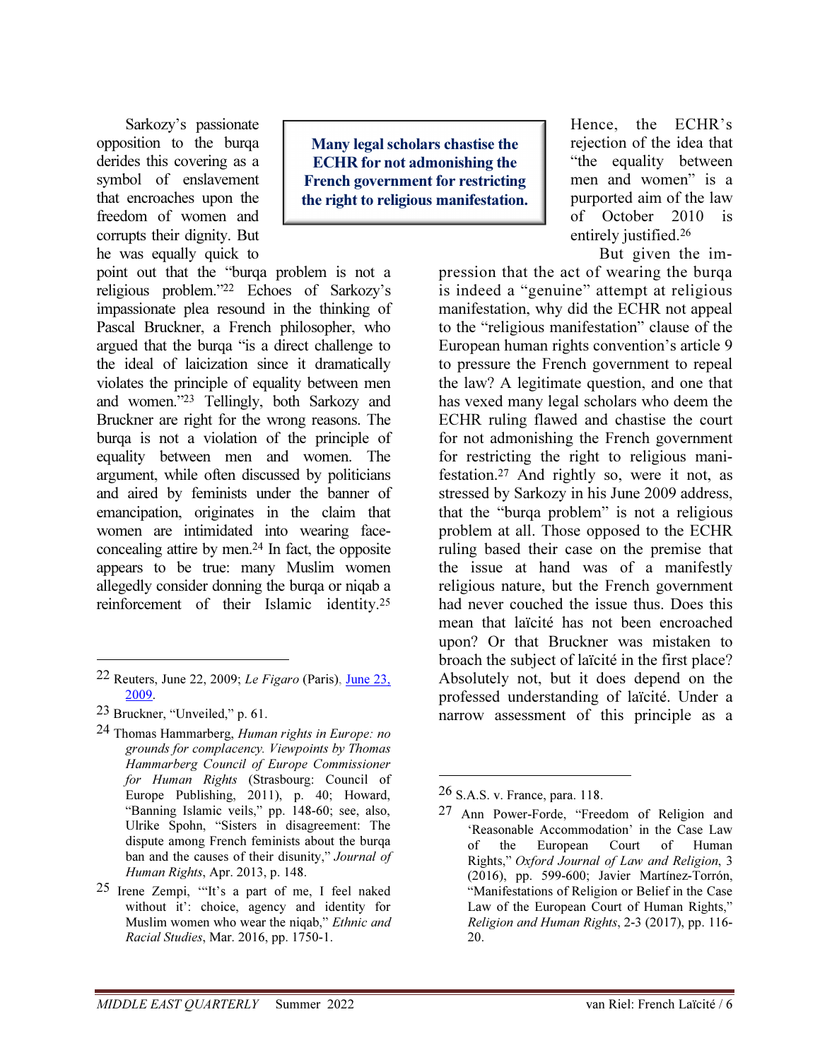Sarkozy's passionate opposition to the burqa derides this covering as a symbol of enslavement that encroaches upon the freedom of women and corrupts their dignity. But he was equally quick to point out that the "burqa problem is not a religious problem."[22] Echoes of Sarkozy's impassionate plea resound in the thinking of Pascal Bruckner, a French philosopher, who argued that the burqa "is a direct challenge to the ideal of laicization since it dramatically violates the principle of equality between men and women."[23] Tellingly, both Sarkozy and Bruckner are right for the wrong reasons. The burqa is not a violation of the principle of equality between men and women. The argument, while often discussed by politicians and aired by feminists under the banner of emancipation, originates in the claim that women are intimidated into wearing face-concealing attire by men.[24] In fact, the opposite appears to be true: many Muslim women allegedly consider donning the burqa or niqab a reinforcement of their Islamic identity.[25] Hence, the ECHR's rejection of the idea that "the equality between men and women" is a purported aim of the law of October 2010 is entirely justified.[26]

**Many legal scholars chastise the ECHR for not admonishing the French government for restricting the right to religious manifestation.**

But given the impression that the act of wearing the burqa is indeed a "genuine" attempt at religious manifestation, why did the ECHR not appeal to the "religious manifestation" clause of the European human rights convention's article 9 to pressure the French government to repeal the law? A legitimate question, and one that has vexed many legal scholars who deem the ECHR ruling flawed and chastise the court for not admonishing the French government for restricting the right to religious manifestation.[27] And rightly so, were it not, as stressed by Sarkozy in his June 2009 address, that the "burqa problem" is not a religious problem at all. Those opposed to the ECHR ruling based their case on the premise that the issue at hand was of a manifestly religious nature, but the French government had never couched the issue thus. Does this mean that laïcité has not been encroached upon? Or that Bruckner was mistaken to broach the subject of laïcité in the first place? Absolutely not, but it does depend on the professed understanding of laïcité. Under a narrow assessment of this principle as a

---

[22] Reuters, June 22, 2009; *Le Figaro* (Paris), June 23, 2009.

[23] Bruckner, "Unveiled," p. 61.

[24] Thomas Hammarberg, *Human rights in Europe: no grounds for complacency. Viewpoints by Thomas Hammarberg Council of Europe Commissioner for Human Rights* (Strasbourg: Council of Europe Publishing, 2011), p. 40; Howard, "Banning Islamic veils," pp. 148-60; see, also, Ulrike Spohn, "Sisters in disagreement: The dispute among French feminists about the burqa ban and the causes of their disunity," *Journal of Human Rights*, Apr. 2013, p. 148.

[25] Irene Zempi, "'It's a part of me, I feel naked without it': choice, agency and identity for Muslim women who wear the niqab," *Ethnic and Racial Studies*, Mar. 2016, pp. 1750-1.

[26] S.A.S. v. France, para. 118.

[27] Ann Power-Forde, "Freedom of Religion and 'Reasonable Accommodation' in the Case Law of the European Court of Human Rights," *Oxford Journal of Law and Religion*, 3 (2016), pp. 599-600; Javier Martínez-Torrón, "Manifestations of Religion or Belief in the Case Law of the European Court of Human Rights," *Religion and Human Rights*, 2-3 (2017), pp. 116-20.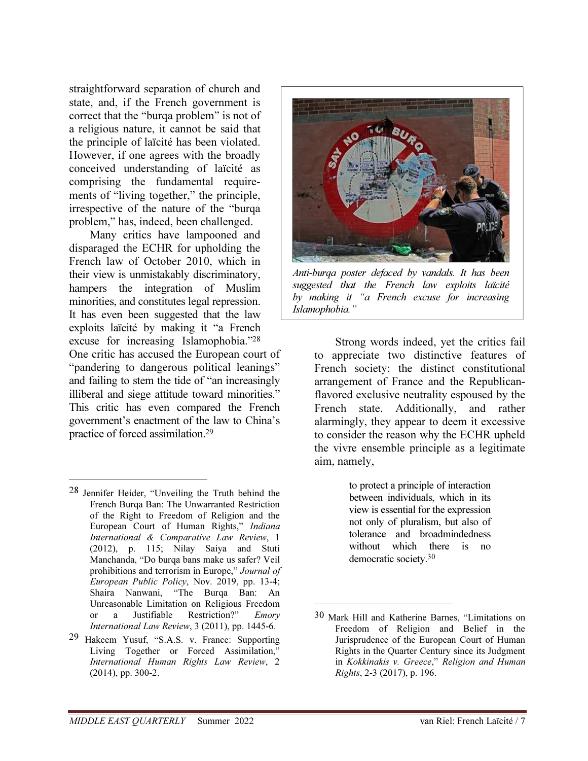straightforward separation of church and state, and, if the French government is correct that the "burqa problem" is not of a religious nature, it cannot be said that the principle of laïcité has been violated. However, if one agrees with the broadly conceived understanding of laïcité as comprising the fundamental requirements of "living together," the principle, irrespective of the nature of the "burqa problem," has, indeed, been challenged.

Many critics have lampooned and disparaged the ECHR for upholding the French law of October 2010, which in their view is unmistakably discriminatory, hampers the integration of Muslim minorities, and constitutes legal repression. It has even been suggested that the law exploits laïcité by making it "a French excuse for increasing Islamophobia."[28] One critic has accused the European court of "pandering to dangerous political leanings" and failing to stem the tide of "an increasingly illiberal and siege attitude toward minorities." This critic has even compared the French government's enactment of the law to China's practice of forced assimilation.[29]

*Anti-burqa poster defaced by vandals. It has been suggested that the French law exploits laïcité by making it "a French excuse for increasing Islamophobia."*

Strong words indeed, yet the critics fail to appreciate two distinctive features of French society: the distinct constitutional arrangement of France and the Republican-flavored exclusive neutrality espoused by the French state. Additionally, and rather alarmingly, they appear to deem it excessive to consider the reason why the ECHR upheld the vivre ensemble principle as a legitimate aim, namely,

> to protect a principle of interaction between individuals, which in its view is essential for the expression not only of pluralism, but also of tolerance and broadmindedness without which there is no democratic society.[30]

---

[28] Jennifer Heider, "Unveiling the Truth behind the French Burqa Ban: The Unwarranted Restriction of the Right to Freedom of Religion and the European Court of Human Rights," *Indiana International & Comparative Law Review*, 1 (2012), p. 115; Nilay Saiya and Stuti Manchanda, "Do burqa bans make us safer? Veil prohibitions and terrorism in Europe," *Journal of European Public Policy*, Nov. 2019, pp. 13-4; Shaira Nanwani, "The Burqa Ban: An Unreasonable Limitation on Religious Freedom or a Justifiable Restriction?" *Emory International Law Review*, 3 (2011), pp. 1445-6.

[29] Hakeem Yusuf, "S.A.S. v. France: Supporting Living Together or Forced Assimilation," *International Human Rights Law Review*, 2 (2014), pp. 300-2.

[30] Mark Hill and Katherine Barnes, "Limitations on Freedom of Religion and Belief in the Jurisprudence of the European Court of Human Rights in the Quarter Century since its Judgment in *Kokkinakis v. Greece*," *Religion and Human Rights*, 2-3 (2017), p. 196.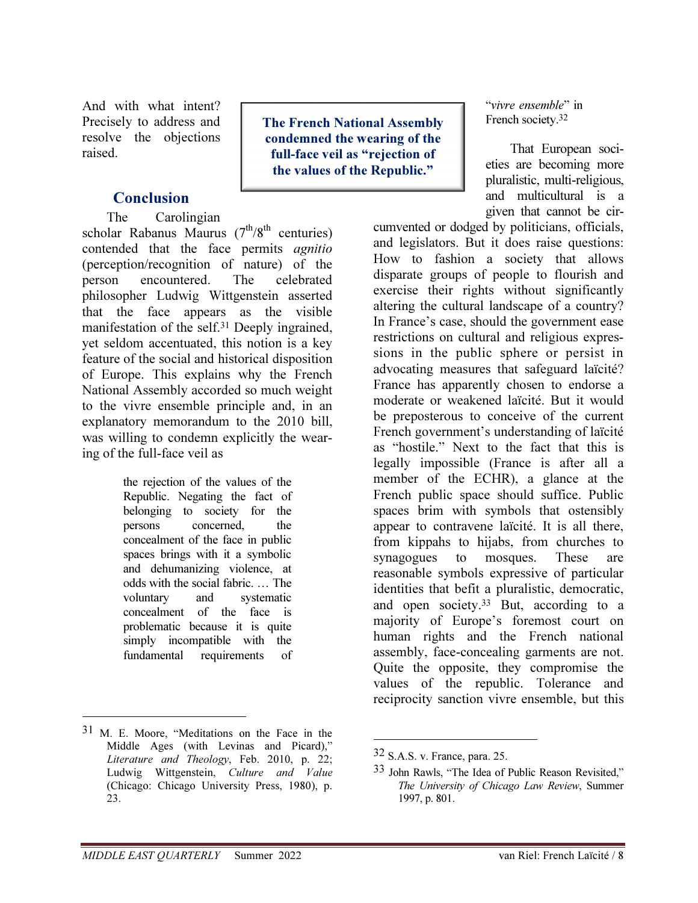And with what intent? Precisely to address and resolve the objections raised.

> **The French National Assembly condemned the wearing of the full-face veil as "rejection of the values of the Republic."**

## Conclusion

The Carolingian scholar Rabanus Maurus (7th/8th centuries) contended that the face permits *agnitio* (perception/recognition of nature) of the person encountered. The celebrated philosopher Ludwig Wittgenstein asserted that the face appears as the visible manifestation of the self.[31] Deeply ingrained, yet seldom accentuated, this notion is a key feature of the social and historical disposition of Europe. This explains why the French National Assembly accorded so much weight to the vivre ensemble principle and, in an explanatory memorandum to the 2010 bill, was willing to condemn explicitly the wearing of the full-face veil as

> the rejection of the values of the Republic. Negating the fact of belonging to society for the persons concerned, the concealment of the face in public spaces brings with it a symbolic and dehumanizing violence, at odds with the social fabric. … The voluntary and systematic concealment of the face is problematic because it is quite simply incompatible with the fundamental requirements of "*vivre ensemble*" in French society.[32]

That European societies are becoming more pluralistic, multi-religious, and multicultural is a given that cannot be circumvented or dodged by politicians, officials, and legislators. But it does raise questions: How to fashion a society that allows disparate groups of people to flourish and exercise their rights without significantly altering the cultural landscape of a country? In France's case, should the government ease restrictions on cultural and religious expressions in the public sphere or persist in advocating measures that safeguard laïcité? France has apparently chosen to endorse a moderate or weakened laïcité. But it would be preposterous to conceive of the current French government's understanding of laïcité as "hostile." Next to the fact that this is legally impossible (France is after all a member of the ECHR), a glance at the French public space should suffice. Public spaces brim with symbols that ostensibly appear to contravene laïcité. It is all there, from kippahs to hijabs, from churches to synagogues to mosques. These are reasonable symbols expressive of particular identities that befit a pluralistic, democratic, and open society.[33] But, according to a majority of Europe's foremost court on human rights and the French national assembly, face-concealing garments are not. Quite the opposite, they compromise the values of the republic. Tolerance and reciprocity sanction vivre ensemble, but this

---

31 M. E. Moore, "Meditations on the Face in the Middle Ages (with Levinas and Picard)," *Literature and Theology*, Feb. 2010, p. 22; Ludwig Wittgenstein, *Culture and Value* (Chicago: Chicago University Press, 1980), p. 23.

32 S.A.S. v. France, para. 25.

33 John Rawls, "The Idea of Public Reason Revisited," *The University of Chicago Law Review*, Summer 1997, p. 801.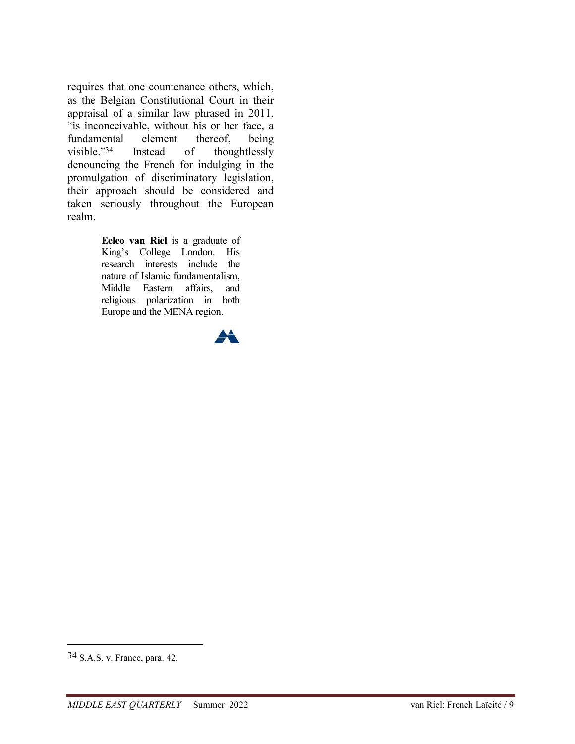requires that one countenance others, which, as the Belgian Constitutional Court in their appraisal of a similar law phrased in 2011, "is inconceivable, without his or her face, a fundamental element thereof, being visible."[34] Instead of thoughtlessly denouncing the French for indulging in the promulgation of discriminatory legislation, their approach should be considered and taken seriously throughout the European realm.

**Eelco van Riel** is a graduate of King's College London. His research interests include the nature of Islamic fundamentalism, Middle Eastern affairs, and religious polarization in both Europe and the MENA region.

---

34 S.A.S. v. France, para. 42.